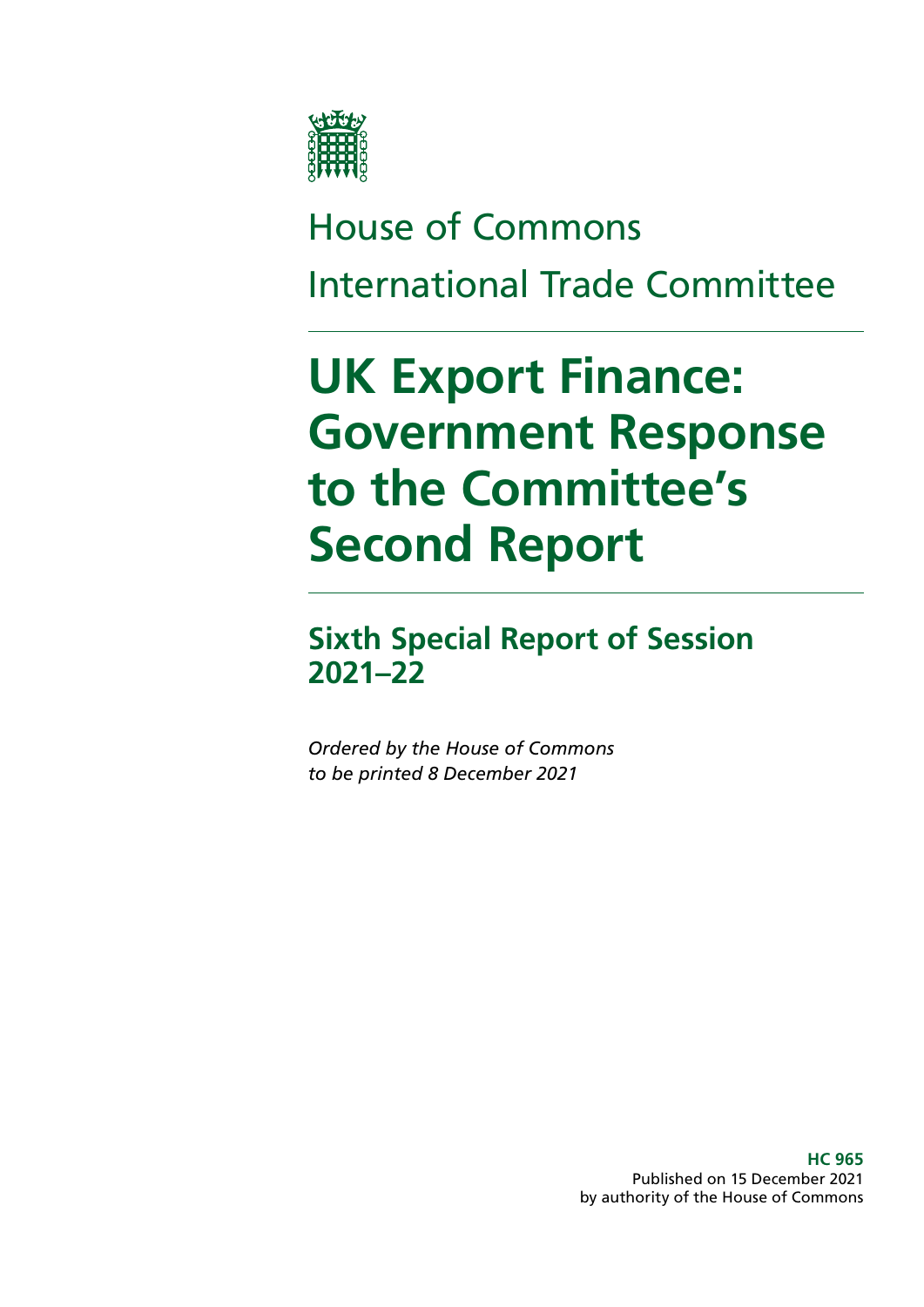House of Commons

International Trade Committee

# UK Export Finance: Government Response to the Committee's Second Report

## Sixth Special Report of Session 2021–22

*Ordered by the House of Commons to be printed 8 December 2021*

**HC 965**
Published on 15 December 2021
by authority of the House of Commons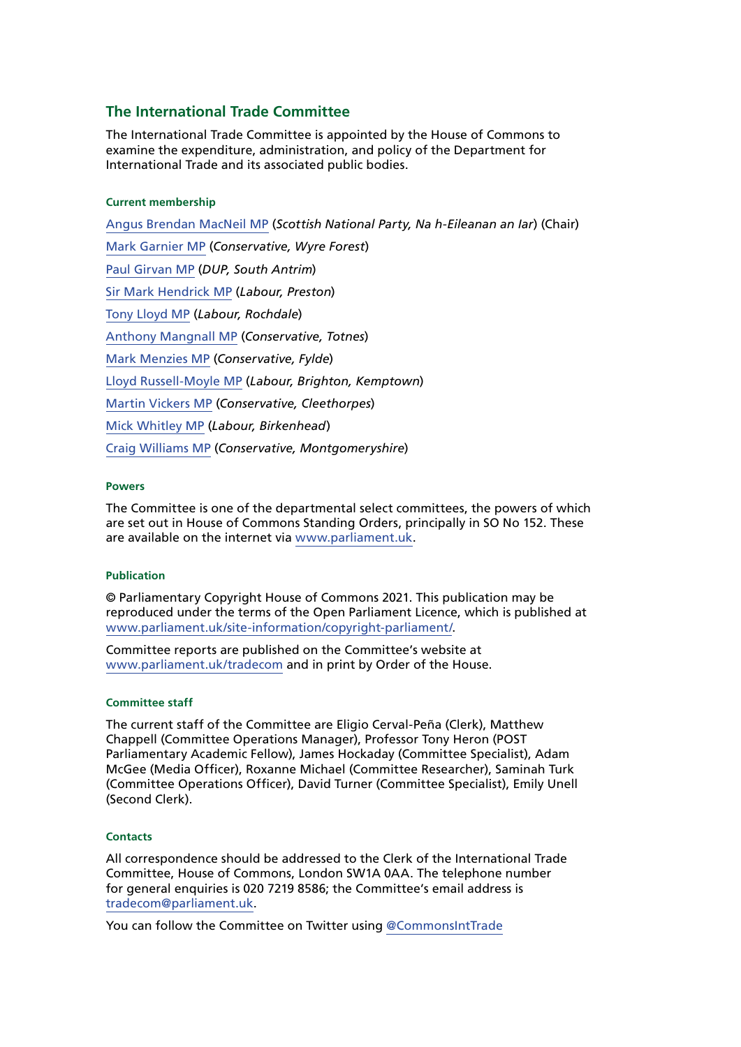## The International Trade Committee

The International Trade Committee is appointed by the House of Commons to examine the expenditure, administration, and policy of the Department for International Trade and its associated public bodies.

### Current membership

Angus Brendan MacNeil MP (*Scottish National Party, Na h-Eileanan an Iar*) (Chair)

Mark Garnier MP (*Conservative, Wyre Forest*)

Paul Girvan MP (*DUP, South Antrim*)

Sir Mark Hendrick MP (*Labour, Preston*)

Tony Lloyd MP (*Labour, Rochdale*)

Anthony Mangnall MP (*Conservative, Totnes*)

Mark Menzies MP (*Conservative, Fylde*)

Lloyd Russell-Moyle MP (*Labour, Brighton, Kemptown*)

Martin Vickers MP (*Conservative, Cleethorpes*)

Mick Whitley MP (*Labour, Birkenhead*)

Craig Williams MP (*Conservative, Montgomeryshire*)

### Powers

The Committee is one of the departmental select committees, the powers of which are set out in House of Commons Standing Orders, principally in SO No 152. These are available on the internet via www.parliament.uk.

### Publication

© Parliamentary Copyright House of Commons 2021. This publication may be reproduced under the terms of the Open Parliament Licence, which is published at www.parliament.uk/site-information/copyright-parliament/.

Committee reports are published on the Committee's website at www.parliament.uk/tradecom and in print by Order of the House.

### Committee staff

The current staff of the Committee are Eligio Cerval-Peña (Clerk), Matthew Chappell (Committee Operations Manager), Professor Tony Heron (POST Parliamentary Academic Fellow), James Hockaday (Committee Specialist), Adam McGee (Media Officer), Roxanne Michael (Committee Researcher), Saminah Turk (Committee Operations Officer), David Turner (Committee Specialist), Emily Unell (Second Clerk).

### Contacts

All correspondence should be addressed to the Clerk of the International Trade Committee, House of Commons, London SW1A 0AA. The telephone number for general enquiries is 020 7219 8586; the Committee's email address is tradecom@parliament.uk.

You can follow the Committee on Twitter using @CommonsIntTrade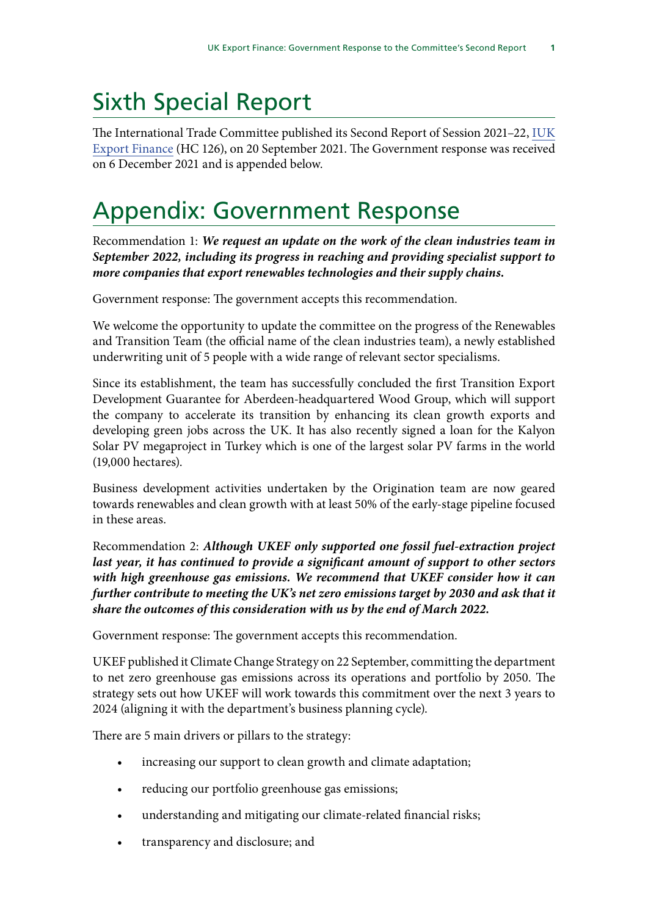# Sixth Special Report

The International Trade Committee published its Second Report of Session 2021–22, [UK Export Finance](#) (HC 126), on 20 September 2021. The Government response was received on 6 December 2021 and is appended below.

# Appendix: Government Response

Recommendation 1: ***We request an update on the work of the clean industries team in September 2022, including its progress in reaching and providing specialist support to more companies that export renewables technologies and their supply chains.***

Government response: The government accepts this recommendation.

We welcome the opportunity to update the committee on the progress of the Renewables and Transition Team (the official name of the clean industries team), a newly established underwriting unit of 5 people with a wide range of relevant sector specialisms.

Since its establishment, the team has successfully concluded the first Transition Export Development Guarantee for Aberdeen-headquartered Wood Group, which will support the company to accelerate its transition by enhancing its clean growth exports and developing green jobs across the UK. It has also recently signed a loan for the Kalyon Solar PV megaproject in Turkey which is one of the largest solar PV farms in the world (19,000 hectares).

Business development activities undertaken by the Origination team are now geared towards renewables and clean growth with at least 50% of the early-stage pipeline focused in these areas.

Recommendation 2: ***Although UKEF only supported one fossil fuel-extraction project last year, it has continued to provide a significant amount of support to other sectors with high greenhouse gas emissions. We recommend that UKEF consider how it can further contribute to meeting the UK's net zero emissions target by 2030 and ask that it share the outcomes of this consideration with us by the end of March 2022.***

Government response: The government accepts this recommendation.

UKEF published it Climate Change Strategy on 22 September, committing the department to net zero greenhouse gas emissions across its operations and portfolio by 2050. The strategy sets out how UKEF will work towards this commitment over the next 3 years to 2024 (aligning it with the department's business planning cycle).

There are 5 main drivers or pillars to the strategy:

- increasing our support to clean growth and climate adaptation;
- reducing our portfolio greenhouse gas emissions;
- understanding and mitigating our climate-related financial risks;
- transparency and disclosure; and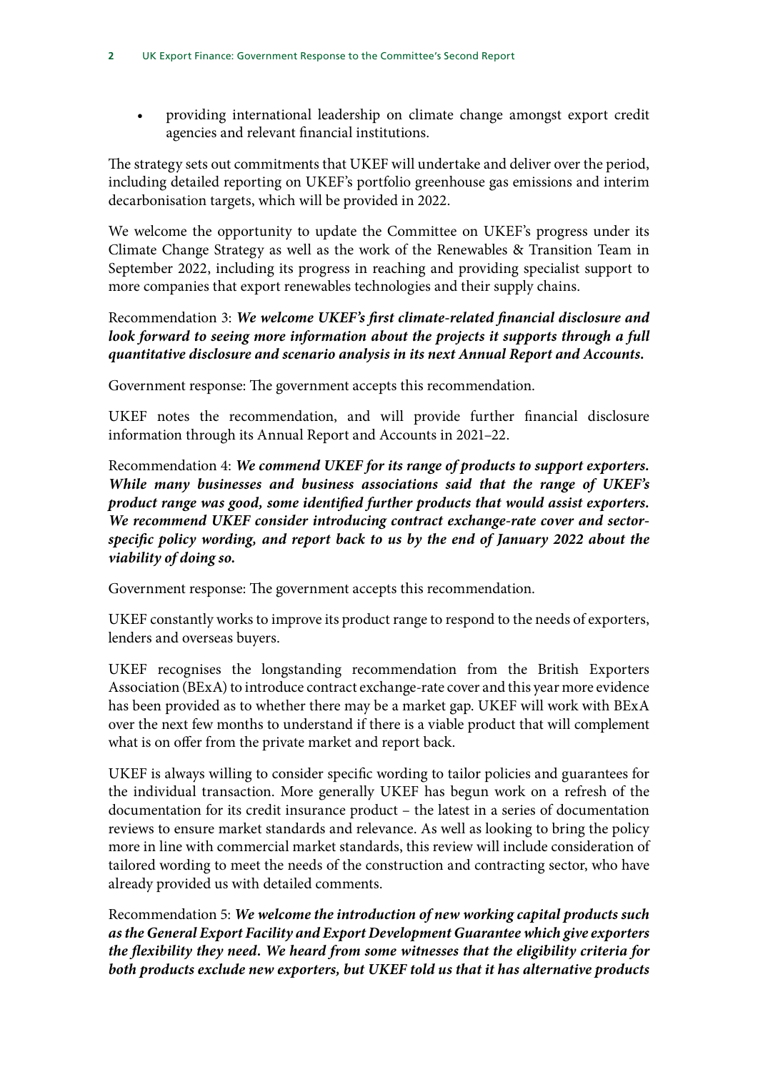- providing international leadership on climate change amongst export credit agencies and relevant financial institutions.

The strategy sets out commitments that UKEF will undertake and deliver over the period, including detailed reporting on UKEF's portfolio greenhouse gas emissions and interim decarbonisation targets, which will be provided in 2022.

We welcome the opportunity to update the Committee on UKEF's progress under its Climate Change Strategy as well as the work of the Renewables & Transition Team in September 2022, including its progress in reaching and providing specialist support to more companies that export renewables technologies and their supply chains.

Recommendation 3: ***We welcome UKEF's first climate-related financial disclosure and look forward to seeing more information about the projects it supports through a full quantitative disclosure and scenario analysis in its next Annual Report and Accounts.***

Government response: The government accepts this recommendation.

UKEF notes the recommendation, and will provide further financial disclosure information through its Annual Report and Accounts in 2021–22.

Recommendation 4: ***We commend UKEF for its range of products to support exporters. While many businesses and business associations said that the range of UKEF's product range was good, some identified further products that would assist exporters. We recommend UKEF consider introducing contract exchange-rate cover and sector-specific policy wording, and report back to us by the end of January 2022 about the viability of doing so.***

Government response: The government accepts this recommendation.

UKEF constantly works to improve its product range to respond to the needs of exporters, lenders and overseas buyers.

UKEF recognises the longstanding recommendation from the British Exporters Association (BExA) to introduce contract exchange-rate cover and this year more evidence has been provided as to whether there may be a market gap. UKEF will work with BExA over the next few months to understand if there is a viable product that will complement what is on offer from the private market and report back.

UKEF is always willing to consider specific wording to tailor policies and guarantees for the individual transaction. More generally UKEF has begun work on a refresh of the documentation for its credit insurance product – the latest in a series of documentation reviews to ensure market standards and relevance. As well as looking to bring the policy more in line with commercial market standards, this review will include consideration of tailored wording to meet the needs of the construction and contracting sector, who have already provided us with detailed comments.

Recommendation 5: ***We welcome the introduction of new working capital products such as the General Export Facility and Export Development Guarantee which give exporters the flexibility they need. We heard from some witnesses that the eligibility criteria for both products exclude new exporters, but UKEF told us that it has alternative products***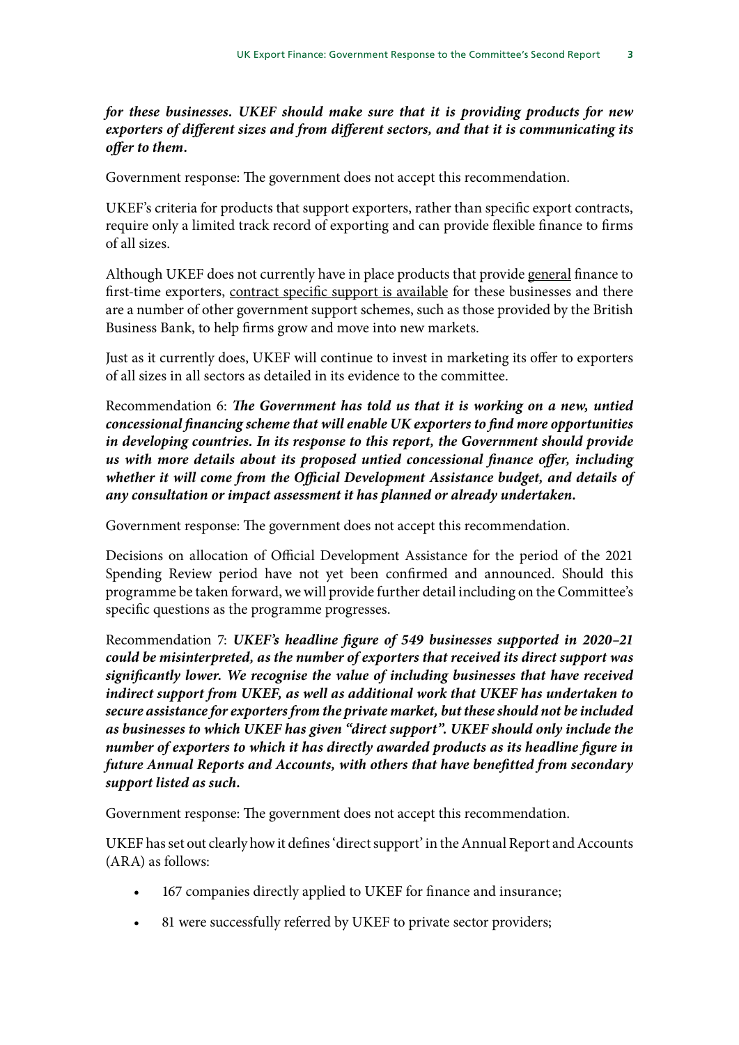***for these businesses. UKEF should make sure that it is providing products for new exporters of different sizes and from different sectors, and that it is communicating its offer to them.***

Government response: The government does not accept this recommendation.

UKEF's criteria for products that support exporters, rather than specific export contracts, require only a limited track record of exporting and can provide flexible finance to firms of all sizes.

Although UKEF does not currently have in place products that provide <u>general</u> finance to first-time exporters, <u>contract specific support is available</u> for these businesses and there are a number of other government support schemes, such as those provided by the British Business Bank, to help firms grow and move into new markets.

Just as it currently does, UKEF will continue to invest in marketing its offer to exporters of all sizes in all sectors as detailed in its evidence to the committee.

Recommendation 6: ***The Government has told us that it is working on a new, untied concessional financing scheme that will enable UK exporters to find more opportunities in developing countries. In its response to this report, the Government should provide us with more details about its proposed untied concessional finance offer, including whether it will come from the Official Development Assistance budget, and details of any consultation or impact assessment it has planned or already undertaken.***

Government response: The government does not accept this recommendation.

Decisions on allocation of Official Development Assistance for the period of the 2021 Spending Review period have not yet been confirmed and announced. Should this programme be taken forward, we will provide further detail including on the Committee's specific questions as the programme progresses.

Recommendation 7: ***UKEF's headline figure of 549 businesses supported in 2020–21 could be misinterpreted, as the number of exporters that received its direct support was significantly lower. We recognise the value of including businesses that have received indirect support from UKEF, as well as additional work that UKEF has undertaken to secure assistance for exporters from the private market, but these should not be included as businesses to which UKEF has given "direct support". UKEF should only include the number of exporters to which it has directly awarded products as its headline figure in future Annual Reports and Accounts, with others that have benefitted from secondary support listed as such.***

Government response: The government does not accept this recommendation.

UKEF has set out clearly how it defines 'direct support' in the Annual Report and Accounts (ARA) as follows:

- 167 companies directly applied to UKEF for finance and insurance;
- 81 were successfully referred by UKEF to private sector providers;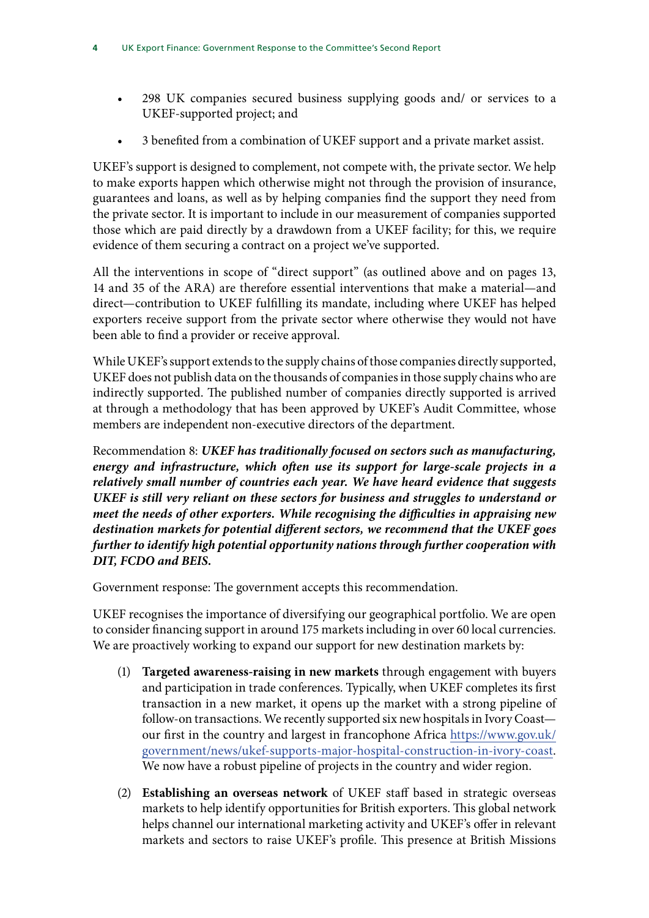- 298 UK companies secured business supplying goods and/ or services to a UKEF-supported project; and
- 3 benefited from a combination of UKEF support and a private market assist.

UKEF's support is designed to complement, not compete with, the private sector. We help to make exports happen which otherwise might not through the provision of insurance, guarantees and loans, as well as by helping companies find the support they need from the private sector. It is important to include in our measurement of companies supported those which are paid directly by a drawdown from a UKEF facility; for this, we require evidence of them securing a contract on a project we've supported.

All the interventions in scope of "direct support" (as outlined above and on pages 13, 14 and 35 of the ARA) are therefore essential interventions that make a material—and direct—contribution to UKEF fulfilling its mandate, including where UKEF has helped exporters receive support from the private sector where otherwise they would not have been able to find a provider or receive approval.

While UKEF's support extends to the supply chains of those companies directly supported, UKEF does not publish data on the thousands of companies in those supply chains who are indirectly supported. The published number of companies directly supported is arrived at through a methodology that has been approved by UKEF's Audit Committee, whose members are independent non-executive directors of the department.

Recommendation 8: ***UKEF has traditionally focused on sectors such as manufacturing, energy and infrastructure, which often use its support for large-scale projects in a relatively small number of countries each year. We have heard evidence that suggests UKEF is still very reliant on these sectors for business and struggles to understand or meet the needs of other exporters. While recognising the difficulties in appraising new destination markets for potential different sectors, we recommend that the UKEF goes further to identify high potential opportunity nations through further cooperation with DIT, FCDO and BEIS.***

Government response: The government accepts this recommendation.

UKEF recognises the importance of diversifying our geographical portfolio. We are open to consider financing support in around 175 markets including in over 60 local currencies. We are proactively working to expand our support for new destination markets by:

(1) **Targeted awareness-raising in new markets** through engagement with buyers and participation in trade conferences. Typically, when UKEF completes its first transaction in a new market, it opens up the market with a strong pipeline of follow-on transactions. We recently supported six new hospitals in Ivory Coast—our first in the country and largest in francophone Africa https://www.gov.uk/government/news/ukef-supports-major-hospital-construction-in-ivory-coast. We now have a robust pipeline of projects in the country and wider region.

(2) **Establishing an overseas network** of UKEF staff based in strategic overseas markets to help identify opportunities for British exporters. This global network helps channel our international marketing activity and UKEF's offer in relevant markets and sectors to raise UKEF's profile. This presence at British Missions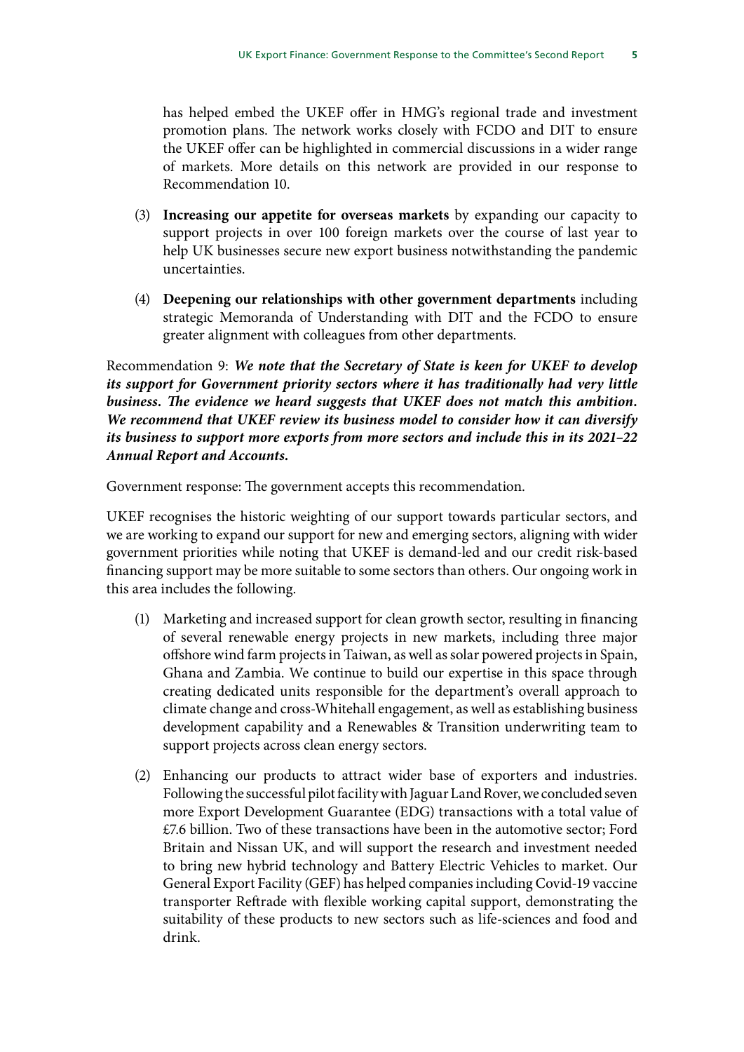has helped embed the UKEF offer in HMG's regional trade and investment promotion plans. The network works closely with FCDO and DIT to ensure the UKEF offer can be highlighted in commercial discussions in a wider range of markets. More details on this network are provided in our response to Recommendation 10.

(3) **Increasing our appetite for overseas markets** by expanding our capacity to support projects in over 100 foreign markets over the course of last year to help UK businesses secure new export business notwithstanding the pandemic uncertainties.

(4) **Deepening our relationships with other government departments** including strategic Memoranda of Understanding with DIT and the FCDO to ensure greater alignment with colleagues from other departments.

Recommendation 9: ***We note that the Secretary of State is keen for UKEF to develop its support for Government priority sectors where it has traditionally had very little business. The evidence we heard suggests that UKEF does not match this ambition. We recommend that UKEF review its business model to consider how it can diversify its business to support more exports from more sectors and include this in its 2021–22 Annual Report and Accounts.***

Government response: The government accepts this recommendation.

UKEF recognises the historic weighting of our support towards particular sectors, and we are working to expand our support for new and emerging sectors, aligning with wider government priorities while noting that UKEF is demand-led and our credit risk-based financing support may be more suitable to some sectors than others. Our ongoing work in this area includes the following.

(1) Marketing and increased support for clean growth sector, resulting in financing of several renewable energy projects in new markets, including three major offshore wind farm projects in Taiwan, as well as solar powered projects in Spain, Ghana and Zambia. We continue to build our expertise in this space through creating dedicated units responsible for the department's overall approach to climate change and cross-Whitehall engagement, as well as establishing business development capability and a Renewables & Transition underwriting team to support projects across clean energy sectors.

(2) Enhancing our products to attract wider base of exporters and industries. Following the successful pilot facility with Jaguar Land Rover, we concluded seven more Export Development Guarantee (EDG) transactions with a total value of £7.6 billion. Two of these transactions have been in the automotive sector; Ford Britain and Nissan UK, and will support the research and investment needed to bring new hybrid technology and Battery Electric Vehicles to market. Our General Export Facility (GEF) has helped companies including Covid-19 vaccine transporter Reftrade with flexible working capital support, demonstrating the suitability of these products to new sectors such as life-sciences and food and drink.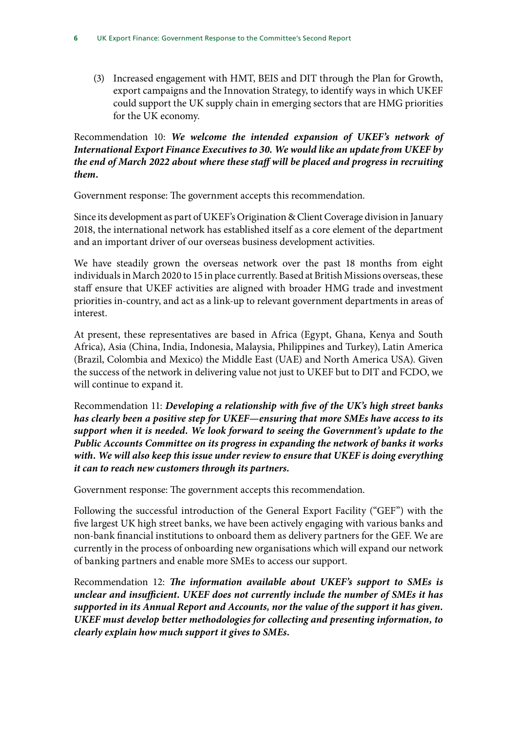(3) Increased engagement with HMT, BEIS and DIT through the Plan for Growth, export campaigns and the Innovation Strategy, to identify ways in which UKEF could support the UK supply chain in emerging sectors that are HMG priorities for the UK economy.

Recommendation 10: ***We welcome the intended expansion of UKEF's network of International Export Finance Executives to 30. We would like an update from UKEF by the end of March 2022 about where these staff will be placed and progress in recruiting them.***

Government response: The government accepts this recommendation.

Since its development as part of UKEF's Origination & Client Coverage division in January 2018, the international network has established itself as a core element of the department and an important driver of our overseas business development activities.

We have steadily grown the overseas network over the past 18 months from eight individuals in March 2020 to 15 in place currently. Based at British Missions overseas, these staff ensure that UKEF activities are aligned with broader HMG trade and investment priorities in-country, and act as a link-up to relevant government departments in areas of interest.

At present, these representatives are based in Africa (Egypt, Ghana, Kenya and South Africa), Asia (China, India, Indonesia, Malaysia, Philippines and Turkey), Latin America (Brazil, Colombia and Mexico) the Middle East (UAE) and North America USA). Given the success of the network in delivering value not just to UKEF but to DIT and FCDO, we will continue to expand it.

Recommendation 11: ***Developing a relationship with five of the UK's high street banks has clearly been a positive step for UKEF—ensuring that more SMEs have access to its support when it is needed. We look forward to seeing the Government's update to the Public Accounts Committee on its progress in expanding the network of banks it works with. We will also keep this issue under review to ensure that UKEF is doing everything it can to reach new customers through its partners.***

Government response: The government accepts this recommendation.

Following the successful introduction of the General Export Facility ("GEF") with the five largest UK high street banks, we have been actively engaging with various banks and non-bank financial institutions to onboard them as delivery partners for the GEF. We are currently in the process of onboarding new organisations which will expand our network of banking partners and enable more SMEs to access our support.

Recommendation 12: ***The information available about UKEF's support to SMEs is unclear and insufficient. UKEF does not currently include the number of SMEs it has supported in its Annual Report and Accounts, nor the value of the support it has given. UKEF must develop better methodologies for collecting and presenting information, to clearly explain how much support it gives to SMEs.***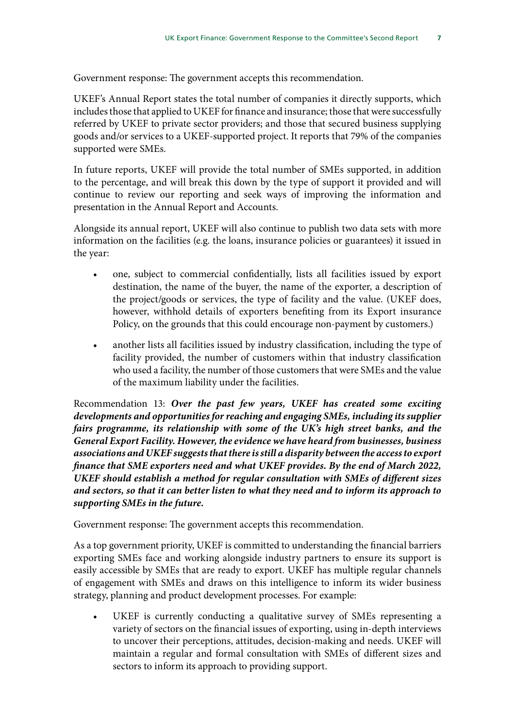Government response: The government accepts this recommendation.

UKEF's Annual Report states the total number of companies it directly supports, which includes those that applied to UKEF for finance and insurance; those that were successfully referred by UKEF to private sector providers; and those that secured business supplying goods and/or services to a UKEF-supported project. It reports that 79% of the companies supported were SMEs.

In future reports, UKEF will provide the total number of SMEs supported, in addition to the percentage, and will break this down by the type of support it provided and will continue to review our reporting and seek ways of improving the information and presentation in the Annual Report and Accounts.

Alongside its annual report, UKEF will also continue to publish two data sets with more information on the facilities (e.g. the loans, insurance policies or guarantees) it issued in the year:

- one, subject to commercial confidentially, lists all facilities issued by export destination, the name of the buyer, the name of the exporter, a description of the project/goods or services, the type of facility and the value. (UKEF does, however, withhold details of exporters benefiting from its Export insurance Policy, on the grounds that this could encourage non-payment by customers.)
- another lists all facilities issued by industry classification, including the type of facility provided, the number of customers within that industry classification who used a facility, the number of those customers that were SMEs and the value of the maximum liability under the facilities.

Recommendation 13: ***Over the past few years, UKEF has created some exciting developments and opportunities for reaching and engaging SMEs, including its supplier fairs programme, its relationship with some of the UK's high street banks, and the General Export Facility. However, the evidence we have heard from businesses, business associations and UKEF suggests that there is still a disparity between the access to export finance that SME exporters need and what UKEF provides. By the end of March 2022, UKEF should establish a method for regular consultation with SMEs of different sizes and sectors, so that it can better listen to what they need and to inform its approach to supporting SMEs in the future.***

Government response: The government accepts this recommendation.

As a top government priority, UKEF is committed to understanding the financial barriers exporting SMEs face and working alongside industry partners to ensure its support is easily accessible by SMEs that are ready to export. UKEF has multiple regular channels of engagement with SMEs and draws on this intelligence to inform its wider business strategy, planning and product development processes. For example:

- UKEF is currently conducting a qualitative survey of SMEs representing a variety of sectors on the financial issues of exporting, using in-depth interviews to uncover their perceptions, attitudes, decision-making and needs. UKEF will maintain a regular and formal consultation with SMEs of different sizes and sectors to inform its approach to providing support.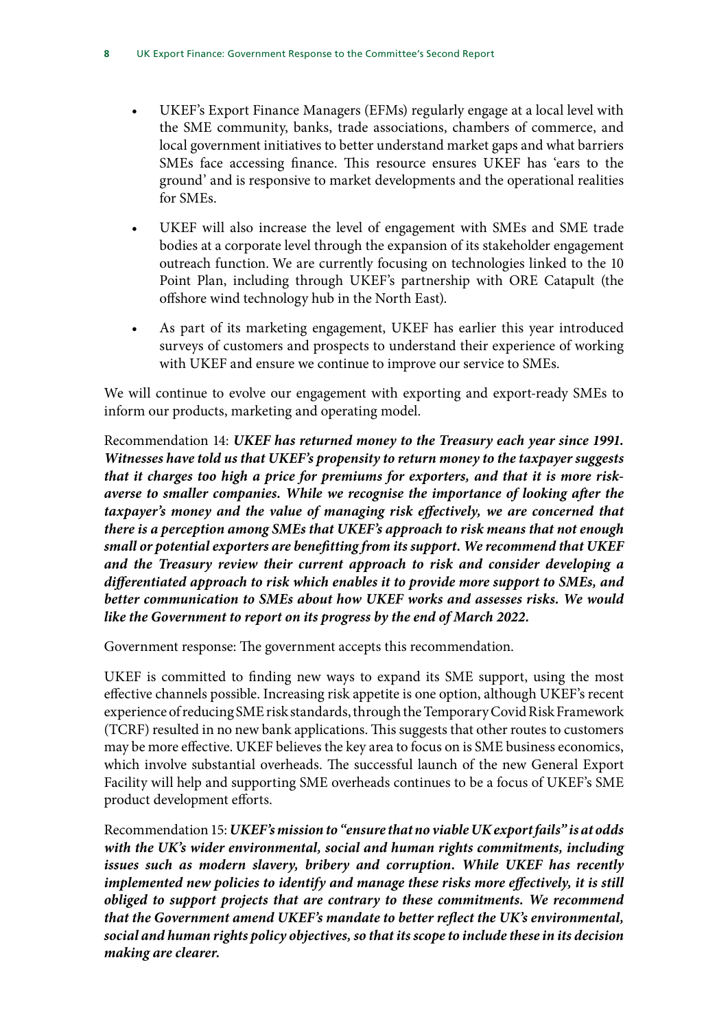- UKEF's Export Finance Managers (EFMs) regularly engage at a local level with the SME community, banks, trade associations, chambers of commerce, and local government initiatives to better understand market gaps and what barriers SMEs face accessing finance. This resource ensures UKEF has 'ears to the ground' and is responsive to market developments and the operational realities for SMEs.
- UKEF will also increase the level of engagement with SMEs and SME trade bodies at a corporate level through the expansion of its stakeholder engagement outreach function. We are currently focusing on technologies linked to the 10 Point Plan, including through UKEF's partnership with ORE Catapult (the offshore wind technology hub in the North East).
- As part of its marketing engagement, UKEF has earlier this year introduced surveys of customers and prospects to understand their experience of working with UKEF and ensure we continue to improve our service to SMEs.

We will continue to evolve our engagement with exporting and export-ready SMEs to inform our products, marketing and operating model.

Recommendation 14: ***UKEF has returned money to the Treasury each year since 1991. Witnesses have told us that UKEF's propensity to return money to the taxpayer suggests that it charges too high a price for premiums for exporters, and that it is more risk-averse to smaller companies. While we recognise the importance of looking after the taxpayer's money and the value of managing risk effectively, we are concerned that there is a perception among SMEs that UKEF's approach to risk means that not enough small or potential exporters are benefitting from its support. We recommend that UKEF and the Treasury review their current approach to risk and consider developing a differentiated approach to risk which enables it to provide more support to SMEs, and better communication to SMEs about how UKEF works and assesses risks. We would like the Government to report on its progress by the end of March 2022.***

Government response: The government accepts this recommendation.

UKEF is committed to finding new ways to expand its SME support, using the most effective channels possible. Increasing risk appetite is one option, although UKEF's recent experience of reducing SME risk standards, through the Temporary Covid Risk Framework (TCRF) resulted in no new bank applications. This suggests that other routes to customers may be more effective. UKEF believes the key area to focus on is SME business economics, which involve substantial overheads. The successful launch of the new General Export Facility will help and supporting SME overheads continues to be a focus of UKEF's SME product development efforts.

Recommendation 15: ***UKEF's mission to "ensure that no viable UK export fails" is at odds with the UK's wider environmental, social and human rights commitments, including issues such as modern slavery, bribery and corruption. While UKEF has recently implemented new policies to identify and manage these risks more effectively, it is still obliged to support projects that are contrary to these commitments. We recommend that the Government amend UKEF's mandate to better reflect the UK's environmental, social and human rights policy objectives, so that its scope to include these in its decision making are clearer.***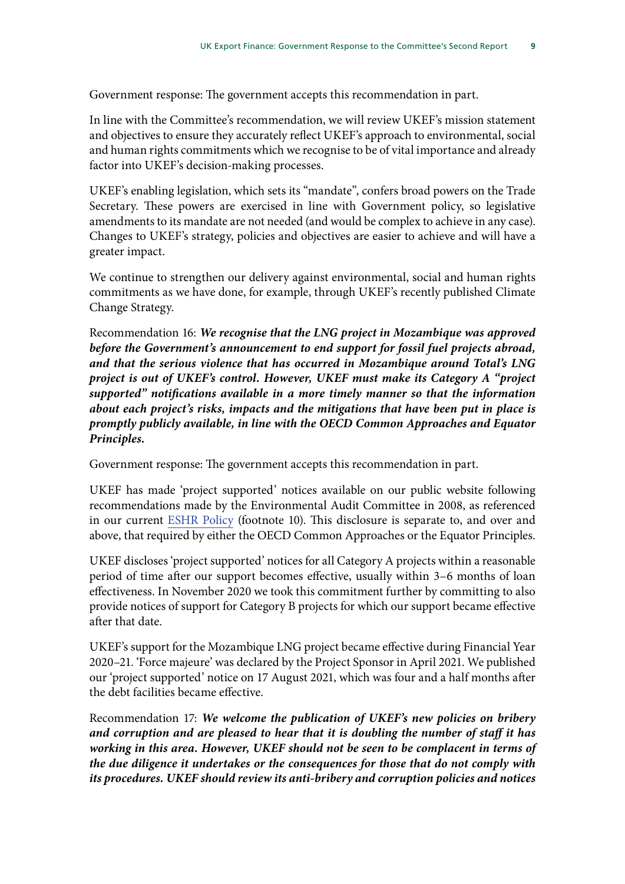Government response: The government accepts this recommendation in part.

In line with the Committee's recommendation, we will review UKEF's mission statement and objectives to ensure they accurately reflect UKEF's approach to environmental, social and human rights commitments which we recognise to be of vital importance and already factor into UKEF's decision-making processes.

UKEF's enabling legislation, which sets its "mandate", confers broad powers on the Trade Secretary. These powers are exercised in line with Government policy, so legislative amendments to its mandate are not needed (and would be complex to achieve in any case). Changes to UKEF's strategy, policies and objectives are easier to achieve and will have a greater impact.

We continue to strengthen our delivery against environmental, social and human rights commitments as we have done, for example, through UKEF's recently published Climate Change Strategy.

Recommendation 16: ***We recognise that the LNG project in Mozambique was approved before the Government's announcement to end support for fossil fuel projects abroad, and that the serious violence that has occurred in Mozambique around Total's LNG project is out of UKEF's control. However, UKEF must make its Category A "project supported" notifications available in a more timely manner so that the information about each project's risks, impacts and the mitigations that have been put in place is promptly publicly available, in line with the OECD Common Approaches and Equator Principles.***

Government response: The government accepts this recommendation in part.

UKEF has made 'project supported' notices available on our public website following recommendations made by the Environmental Audit Committee in 2008, as referenced in our current ESHR Policy (footnote 10). This disclosure is separate to, and over and above, that required by either the OECD Common Approaches or the Equator Principles.

UKEF discloses 'project supported' notices for all Category A projects within a reasonable period of time after our support becomes effective, usually within 3–6 months of loan effectiveness. In November 2020 we took this commitment further by committing to also provide notices of support for Category B projects for which our support became effective after that date.

UKEF's support for the Mozambique LNG project became effective during Financial Year 2020–21. 'Force majeure' was declared by the Project Sponsor in April 2021. We published our 'project supported' notice on 17 August 2021, which was four and a half months after the debt facilities became effective.

Recommendation 17: ***We welcome the publication of UKEF's new policies on bribery and corruption and are pleased to hear that it is doubling the number of staff it has working in this area. However, UKEF should not be seen to be complacent in terms of the due diligence it undertakes or the consequences for those that do not comply with its procedures. UKEF should review its anti-bribery and corruption policies and notices***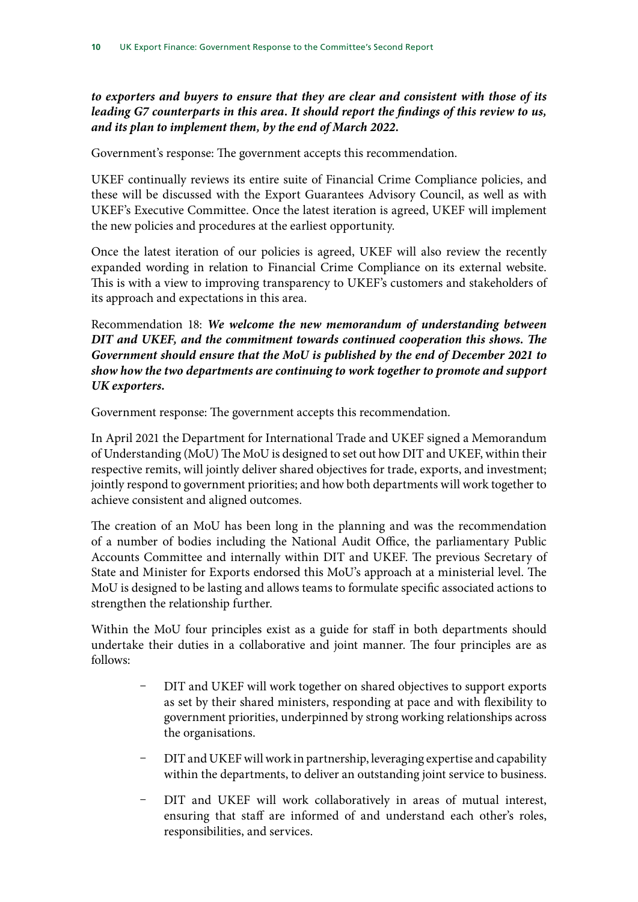***to exporters and buyers to ensure that they are clear and consistent with those of its leading G7 counterparts in this area. It should report the findings of this review to us, and its plan to implement them, by the end of March 2022.***

Government's response: The government accepts this recommendation.

UKEF continually reviews its entire suite of Financial Crime Compliance policies, and these will be discussed with the Export Guarantees Advisory Council, as well as with UKEF's Executive Committee. Once the latest iteration is agreed, UKEF will implement the new policies and procedures at the earliest opportunity.

Once the latest iteration of our policies is agreed, UKEF will also review the recently expanded wording in relation to Financial Crime Compliance on its external website. This is with a view to improving transparency to UKEF's customers and stakeholders of its approach and expectations in this area.

Recommendation 18: ***We welcome the new memorandum of understanding between DIT and UKEF, and the commitment towards continued cooperation this shows. The Government should ensure that the MoU is published by the end of December 2021 to show how the two departments are continuing to work together to promote and support UK exporters.***

Government response: The government accepts this recommendation.

In April 2021 the Department for International Trade and UKEF signed a Memorandum of Understanding (MoU) The MoU is designed to set out how DIT and UKEF, within their respective remits, will jointly deliver shared objectives for trade, exports, and investment; jointly respond to government priorities; and how both departments will work together to achieve consistent and aligned outcomes.

The creation of an MoU has been long in the planning and was the recommendation of a number of bodies including the National Audit Office, the parliamentary Public Accounts Committee and internally within DIT and UKEF. The previous Secretary of State and Minister for Exports endorsed this MoU's approach at a ministerial level. The MoU is designed to be lasting and allows teams to formulate specific associated actions to strengthen the relationship further.

Within the MoU four principles exist as a guide for staff in both departments should undertake their duties in a collaborative and joint manner. The four principles are as follows:

- DIT and UKEF will work together on shared objectives to support exports as set by their shared ministers, responding at pace and with flexibility to government priorities, underpinned by strong working relationships across the organisations.
- DIT and UKEF will work in partnership, leveraging expertise and capability within the departments, to deliver an outstanding joint service to business.
- DIT and UKEF will work collaboratively in areas of mutual interest, ensuring that staff are informed of and understand each other's roles, responsibilities, and services.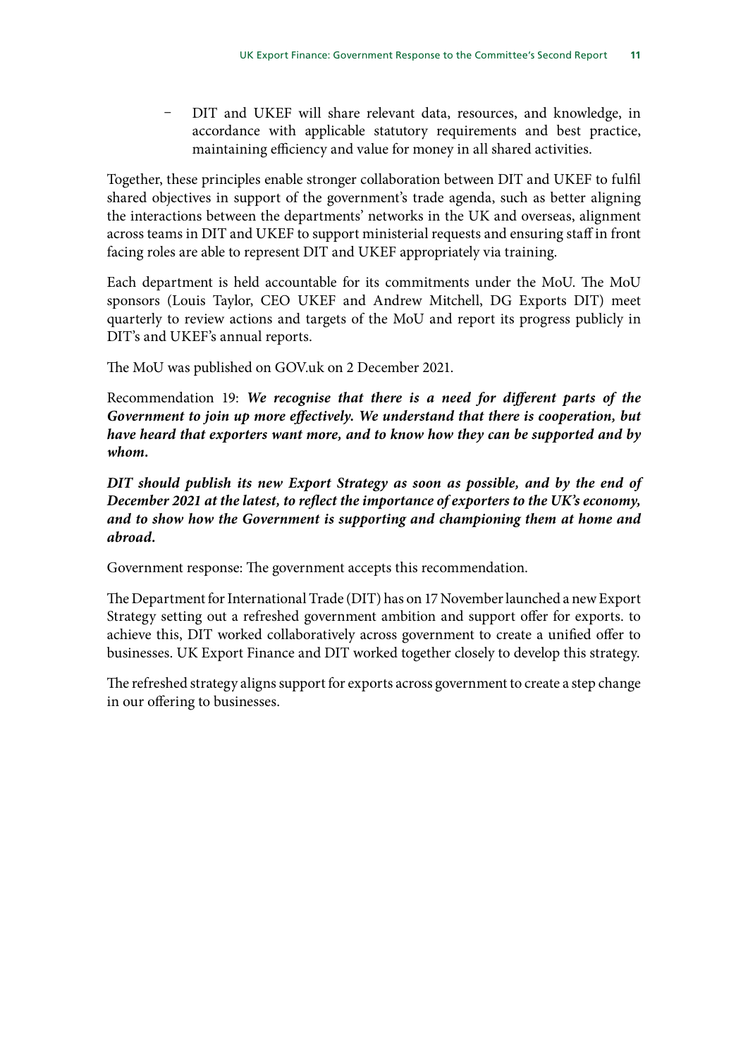- DIT and UKEF will share relevant data, resources, and knowledge, in accordance with applicable statutory requirements and best practice, maintaining efficiency and value for money in all shared activities.

Together, these principles enable stronger collaboration between DIT and UKEF to fulfil shared objectives in support of the government's trade agenda, such as better aligning the interactions between the departments' networks in the UK and overseas, alignment across teams in DIT and UKEF to support ministerial requests and ensuring staff in front facing roles are able to represent DIT and UKEF appropriately via training.

Each department is held accountable for its commitments under the MoU. The MoU sponsors (Louis Taylor, CEO UKEF and Andrew Mitchell, DG Exports DIT) meet quarterly to review actions and targets of the MoU and report its progress publicly in DIT's and UKEF's annual reports.

The MoU was published on GOV.uk on 2 December 2021.

Recommendation 19: ***We recognise that there is a need for different parts of the Government to join up more effectively. We understand that there is cooperation, but have heard that exporters want more, and to know how they can be supported and by whom.***

***DIT should publish its new Export Strategy as soon as possible, and by the end of December 2021 at the latest, to reflect the importance of exporters to the UK's economy, and to show how the Government is supporting and championing them at home and abroad.***

Government response: The government accepts this recommendation.

The Department for International Trade (DIT) has on 17 November launched a new Export Strategy setting out a refreshed government ambition and support offer for exports. to achieve this, DIT worked collaboratively across government to create a unified offer to businesses. UK Export Finance and DIT worked together closely to develop this strategy.

The refreshed strategy aligns support for exports across government to create a step change in our offering to businesses.